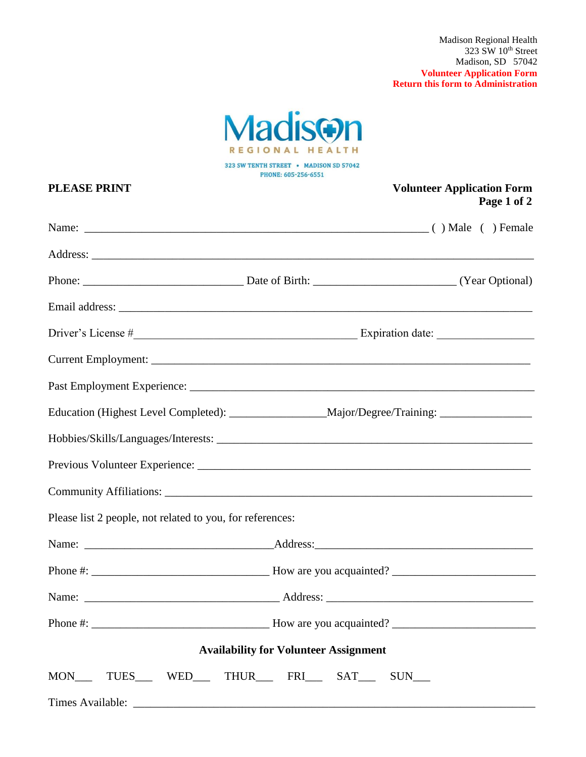Madison Regional Health
323 SW 10th Street
Madison, SD 57042
**Volunteer Application Form**
**Return this form to Administration**

Madison
REGIONAL HEALTH
323 SW TENTH STREET • MADISON SD 57042
PHONE: 605-256-6551

**PLEASE PRINT**

**Volunteer Application Form**
**Page 1 of 2**

Name: ____________________________________________ ( ) Male ( ) Female

Address: ____________________________________________________________

Phone: ________________________ Date of Birth: ____________________ (Year Optional)

Email address: ________________________________________________________

Driver's License #_________________________________ Expiration date: ______________

Current Employment: ___________________________________________________

Past Employment Experience: _____________________________________________

Education (Highest Level Completed): ______________Major/Degree/Training: ______________

Hobbies/Skills/Languages/Interests: _________________________________________

Previous Volunteer Experience: ____________________________________________

Community Affiliations: _________________________________________________

Please list 2 people, not related to you, for references:

Name: ___________________________Address:_______________________________

Phone #: _________________________ How are you acquainted? ___________________

Name: ___________________________ Address: ______________________________

Phone #: _________________________ How are you acquainted? ___________________

**Availability for Volunteer Assignment**

MON___ TUES___ WED___ THUR___ FRI___ SAT___ SUN___

Times Available: _______________________________________________________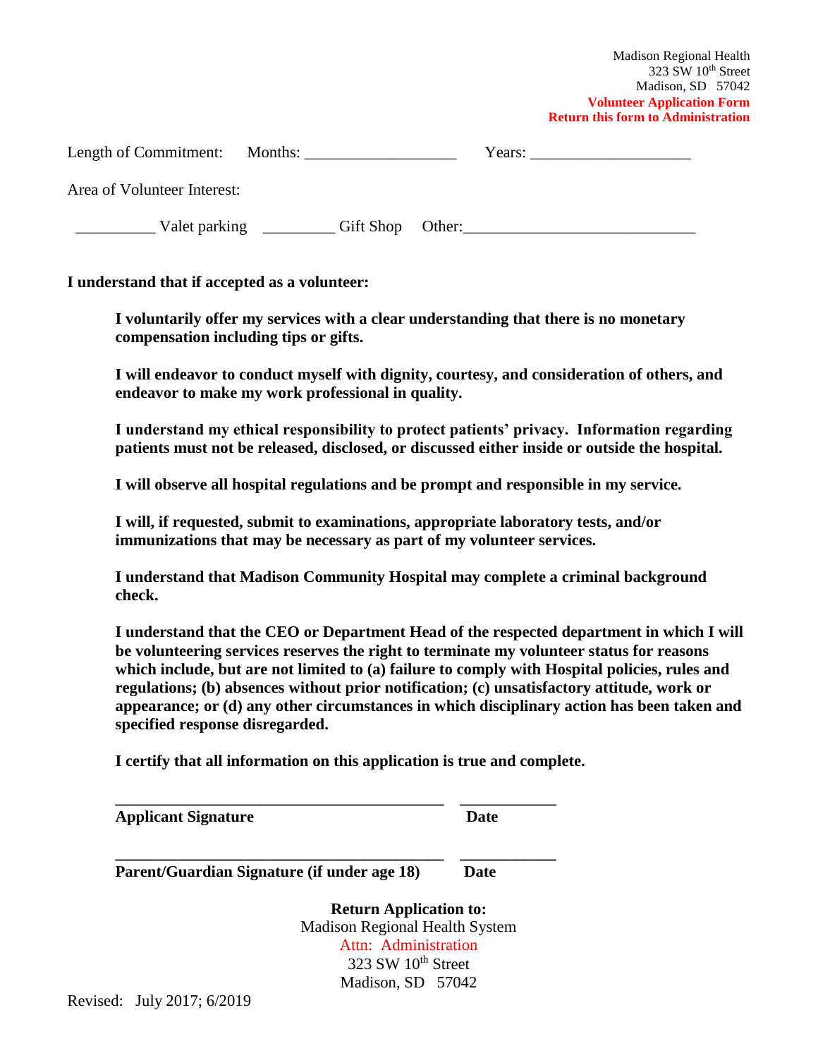Madison Regional Health
323 SW 10th Street
Madison, SD 57042
**Volunteer Application Form**
**Return this form to Administration**

Length of Commitment: Months: __________________ Years: ___________________

Area of Volunteer Interest:

__________ Valet parking _________ Gift Shop Other:____________________________

**I understand that if accepted as a volunteer:**

**I voluntarily offer my services with a clear understanding that there is no monetary compensation including tips or gifts.**

**I will endeavor to conduct myself with dignity, courtesy, and consideration of others, and endeavor to make my work professional in quality.**

**I understand my ethical responsibility to protect patients' privacy. Information regarding patients must not be released, disclosed, or discussed either inside or outside the hospital.**

**I will observe all hospital regulations and be prompt and responsible in my service.**

**I will, if requested, submit to examinations, appropriate laboratory tests, and/or immunizations that may be necessary as part of my volunteer services.**

**I understand that Madison Community Hospital may complete a criminal background check.**

**I understand that the CEO or Department Head of the respected department in which I will be volunteering services reserves the right to terminate my volunteer status for reasons which include, but are not limited to (a) failure to comply with Hospital policies, rules and regulations; (b) absences without prior notification; (c) unsatisfactory attitude, work or appearance; or (d) any other circumstances in which disciplinary action has been taken and specified response disregarded.**

**I certify that all information on this application is true and complete.**

\_\_\_\_\_\_\_\_\_\_\_\_\_\_\_\_\_\_\_\_\_\_\_\_\_\_\_\_\_\_\_\_\_\_\_\_\_\_\_\_ \_\_\_\_\_\_\_\_\_\_\_\_
**Applicant Signature** **Date**

\_\_\_\_\_\_\_\_\_\_\_\_\_\_\_\_\_\_\_\_\_\_\_\_\_\_\_\_\_\_\_\_\_\_\_\_\_\_\_\_ \_\_\_\_\_\_\_\_\_\_\_\_
**Parent/Guardian Signature (if under age 18)** **Date**

**Return Application to:**
Madison Regional Health System
Attn: Administration
323 SW 10th Street
Madison, SD 57042

Revised: July 2017; 6/2019